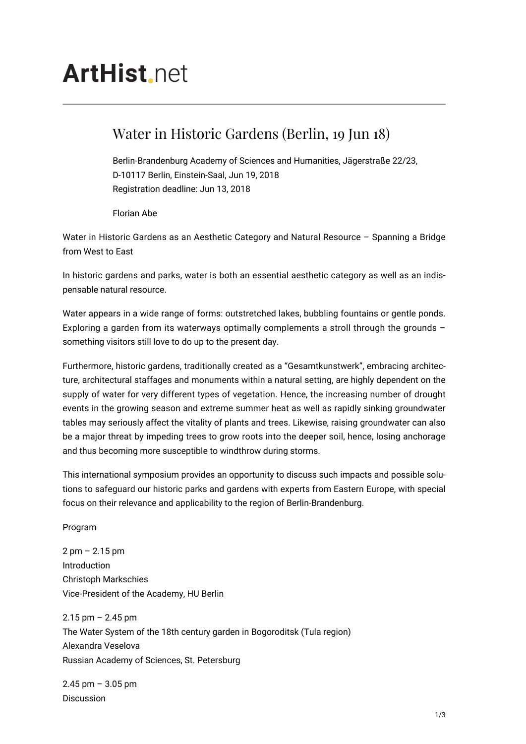# ArtHist.net

## Water in Historic Gardens (Berlin, 19 Jun 18)

Berlin-Brandenburg Academy of Sciences and Humanities, Jägerstraße 22/23, D-10117 Berlin, Einstein-Saal, Jun 19, 2018
Registration deadline: Jun 13, 2018

Florian Abe

Water in Historic Gardens as an Aesthetic Category and Natural Resource – Spanning a Bridge from West to East

In historic gardens and parks, water is both an essential aesthetic category as well as an indispensable natural resource.

Water appears in a wide range of forms: outstretched lakes, bubbling fountains or gentle ponds. Exploring a garden from its waterways optimally complements a stroll through the grounds – something visitors still love to do up to the present day.

Furthermore, historic gardens, traditionally created as a "Gesamtkunstwerk", embracing architecture, architectural staffages and monuments within a natural setting, are highly dependent on the supply of water for very different types of vegetation. Hence, the increasing number of drought events in the growing season and extreme summer heat as well as rapidly sinking groundwater tables may seriously affect the vitality of plants and trees. Likewise, raising groundwater can also be a major threat by impeding trees to grow roots into the deeper soil, hence, losing anchorage and thus becoming more susceptible to windthrow during storms.

This international symposium provides an opportunity to discuss such impacts and possible solutions to safeguard our historic parks and gardens with experts from Eastern Europe, with special focus on their relevance and applicability to the region of Berlin-Brandenburg.

Program

2 pm – 2.15 pm
Introduction
Christoph Markschies
Vice-President of the Academy, HU Berlin

2.15 pm – 2.45 pm
The Water System of the 18th century garden in Bogoroditsk (Tula region)
Alexandra Veselova
Russian Academy of Sciences, St. Petersburg

2.45 pm – 3.05 pm
Discussion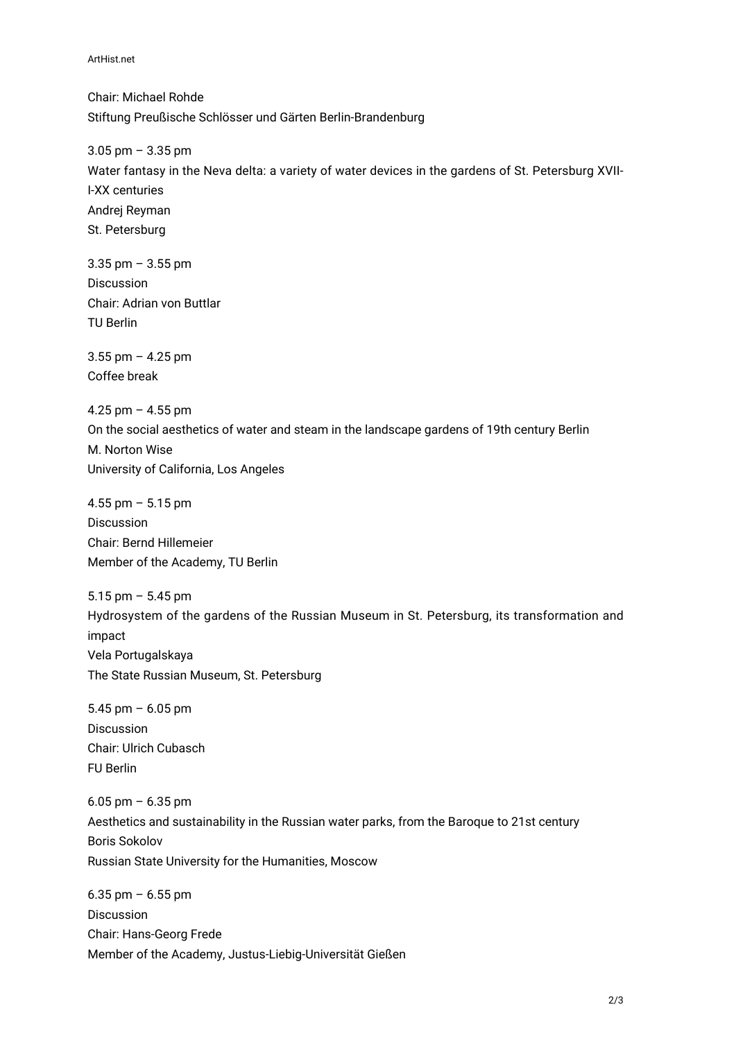Chair: Michael Rohde
Stiftung Preußische Schlösser und Gärten Berlin-Brandenburg

3.05 pm – 3.35 pm
Water fantasy in the Neva delta: a variety of water devices in the gardens of St. Petersburg XVII-I-XX centuries
Andrej Reyman
St. Petersburg

3.35 pm – 3.55 pm
Discussion
Chair: Adrian von Buttlar
TU Berlin

3.55 pm – 4.25 pm
Coffee break

4.25 pm – 4.55 pm
On the social aesthetics of water and steam in the landscape gardens of 19th century Berlin
M. Norton Wise
University of California, Los Angeles

4.55 pm – 5.15 pm
Discussion
Chair: Bernd Hillemeier
Member of the Academy, TU Berlin

5.15 pm – 5.45 pm
Hydrosystem of the gardens of the Russian Museum in St. Petersburg, its transformation and impact
Vela Portugalskaya
The State Russian Museum, St. Petersburg

5.45 pm – 6.05 pm
Discussion
Chair: Ulrich Cubasch
FU Berlin

6.05 pm – 6.35 pm
Aesthetics and sustainability in the Russian water parks, from the Baroque to 21st century
Boris Sokolov
Russian State University for the Humanities, Moscow

6.35 pm – 6.55 pm
Discussion
Chair: Hans-Georg Frede
Member of the Academy, Justus-Liebig-Universität Gießen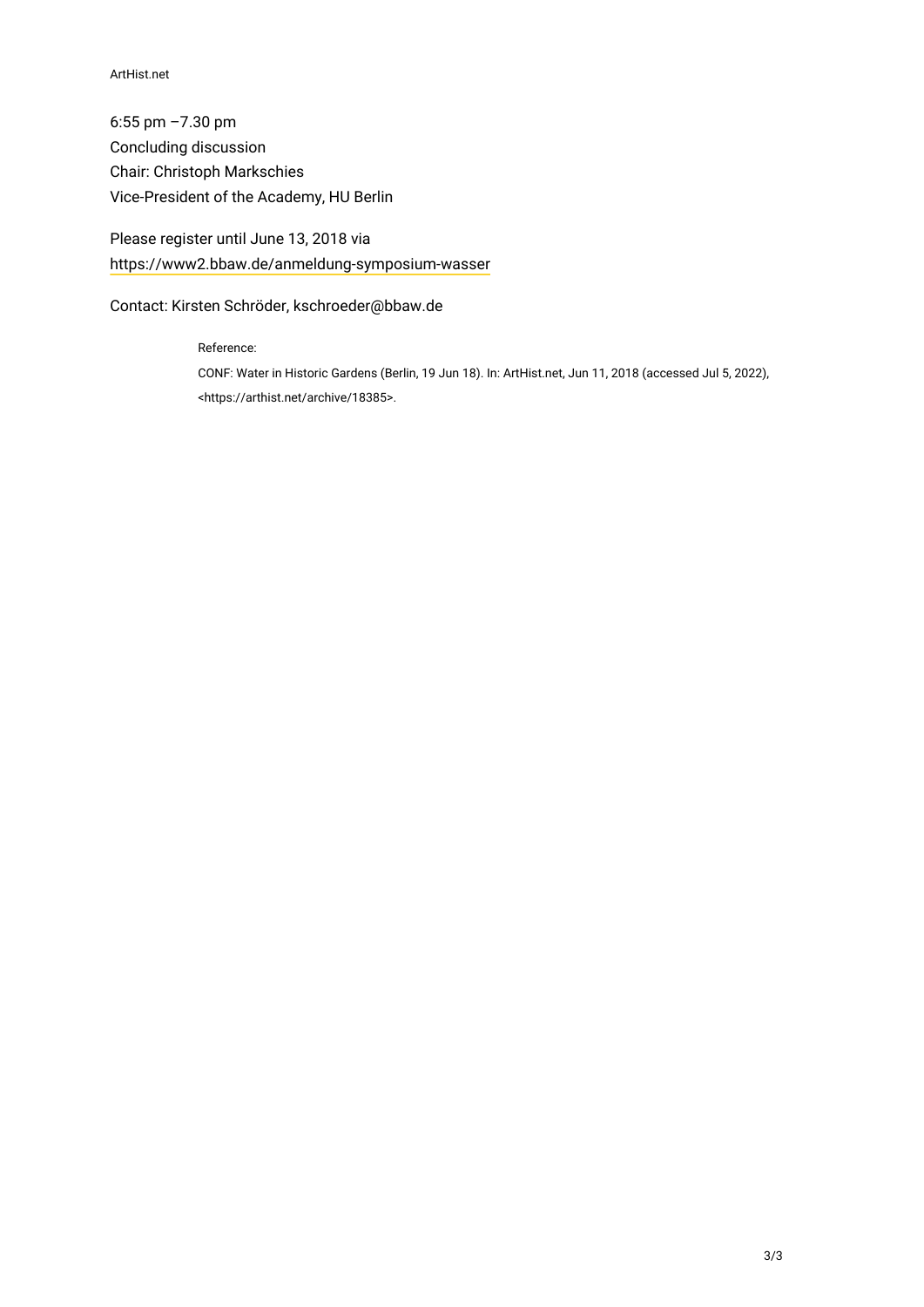6:55 pm –7.30 pm
Concluding discussion
Chair: Christoph Markschies
Vice-President of the Academy, HU Berlin

Please register until June 13, 2018 via
https://www2.bbaw.de/anmeldung-symposium-wasser

Contact: Kirsten Schröder, kschroeder@bbaw.de

Reference:

CONF: Water in Historic Gardens (Berlin, 19 Jun 18). In: ArtHist.net, Jun 11, 2018 (accessed Jul 5, 2022), <https://arthist.net/archive/18385>.